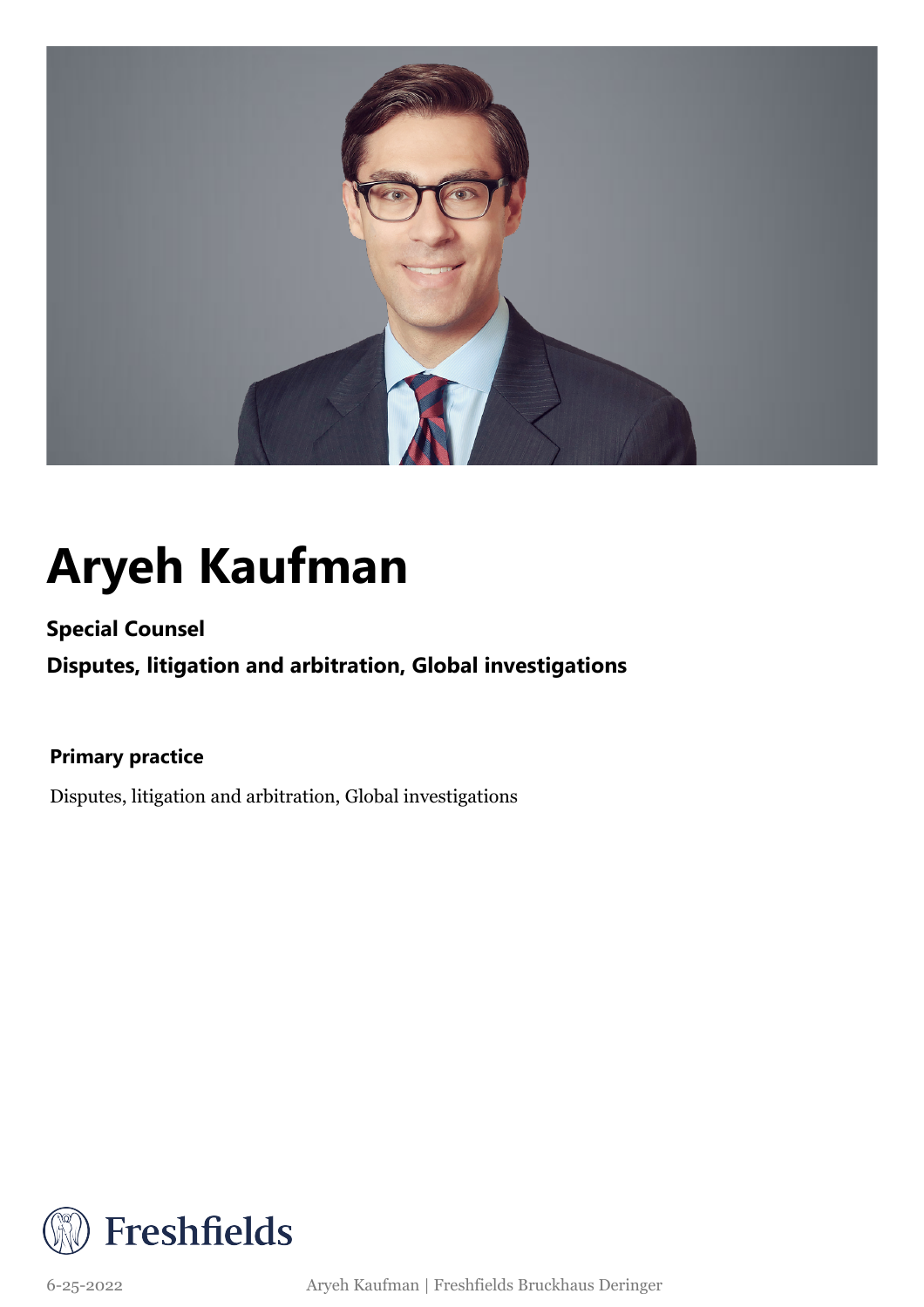# Aryeh Kaufman

**Special Counsel**

**Disputes, litigation and arbitration, Global investigations**

**Primary practice**

Disputes, litigation and arbitration, Global investigations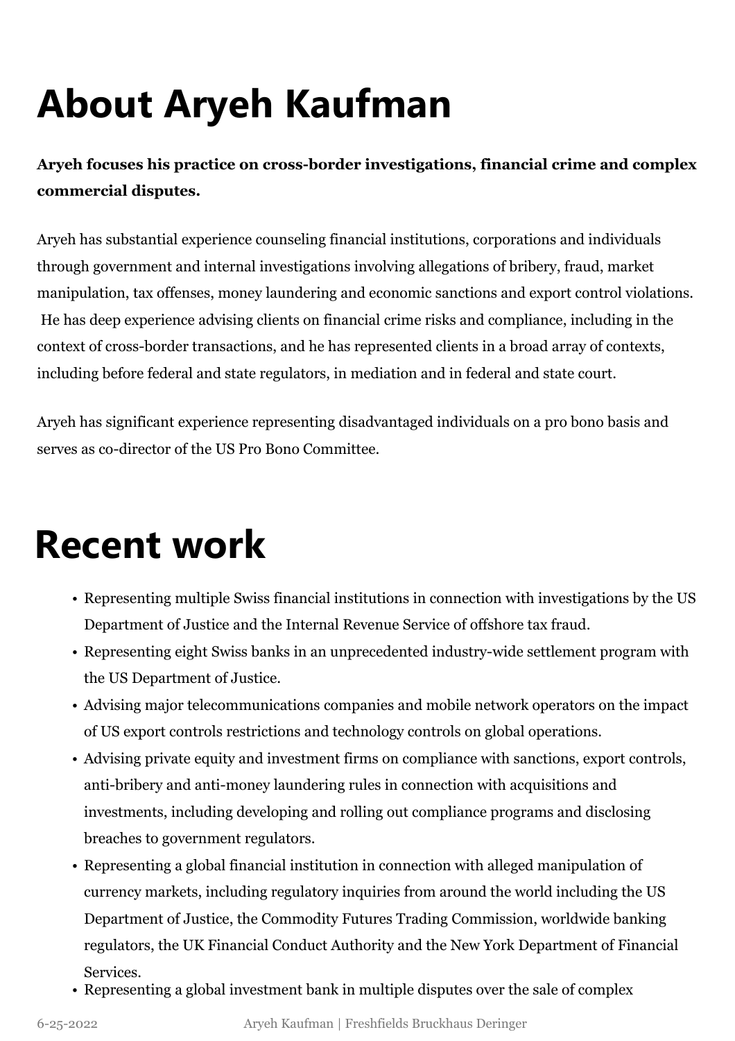# About Aryeh Kaufman

**Aryeh focuses his practice on cross-border investigations, financial crime and complex commercial disputes.**

Aryeh has substantial experience counseling financial institutions, corporations and individuals through government and internal investigations involving allegations of bribery, fraud, market manipulation, tax offenses, money laundering and economic sanctions and export control violations. He has deep experience advising clients on financial crime risks and compliance, including in the context of cross-border transactions, and he has represented clients in a broad array of contexts, including before federal and state regulators, in mediation and in federal and state court.

Aryeh has significant experience representing disadvantaged individuals on a pro bono basis and serves as co-director of the US Pro Bono Committee.

# Recent work

- Representing multiple Swiss financial institutions in connection with investigations by the US Department of Justice and the Internal Revenue Service of offshore tax fraud.
- Representing eight Swiss banks in an unprecedented industry-wide settlement program with the US Department of Justice.
- Advising major telecommunications companies and mobile network operators on the impact of US export controls restrictions and technology controls on global operations.
- Advising private equity and investment firms on compliance with sanctions, export controls, anti-bribery and anti-money laundering rules in connection with acquisitions and investments, including developing and rolling out compliance programs and disclosing breaches to government regulators.
- Representing a global financial institution in connection with alleged manipulation of currency markets, including regulatory inquiries from around the world including the US Department of Justice, the Commodity Futures Trading Commission, worldwide banking regulators, the UK Financial Conduct Authority and the New York Department of Financial Services.
- Representing a global investment bank in multiple disputes over the sale of complex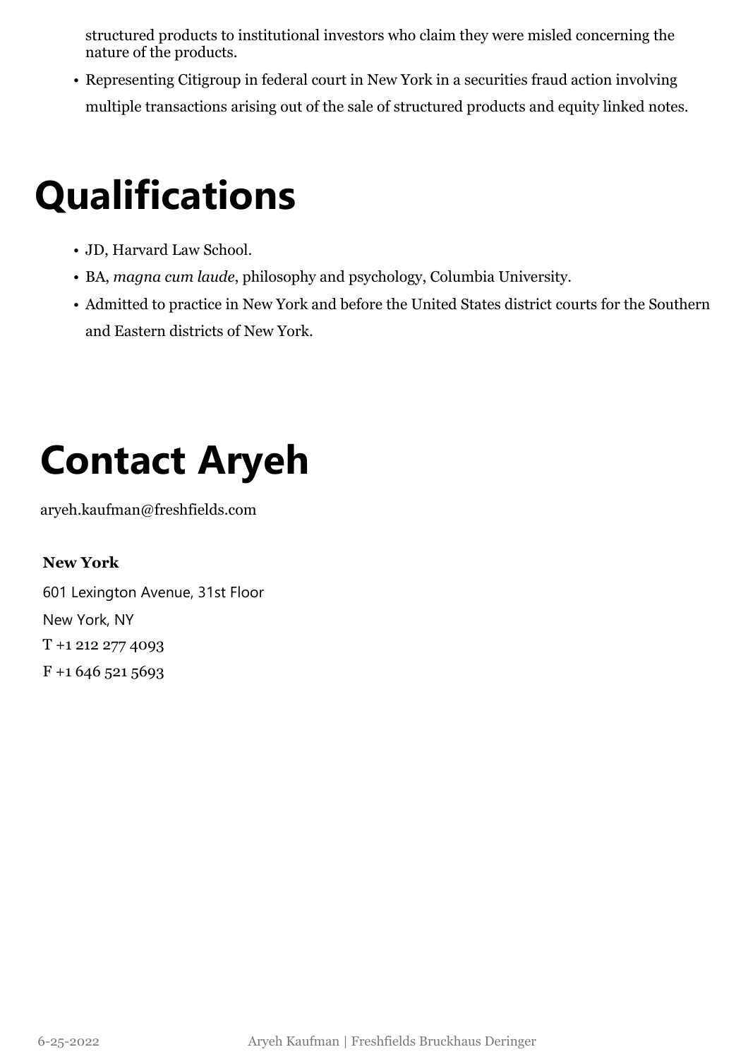structured products to institutional investors who claim they were misled concerning the nature of the products.

- Representing Citigroup in federal court in New York in a securities fraud action involving multiple transactions arising out of the sale of structured products and equity linked notes.

# Qualifications

- JD, Harvard Law School.
- BA, *magna cum laude*, philosophy and psychology, Columbia University.
- Admitted to practice in New York and before the United States district courts for the Southern and Eastern districts of New York.

# Contact Aryeh

aryeh.kaufman@freshfields.com

**New York**

601 Lexington Avenue, 31st Floor

New York, NY

T +1 212 277 4093

F +1 646 521 5693